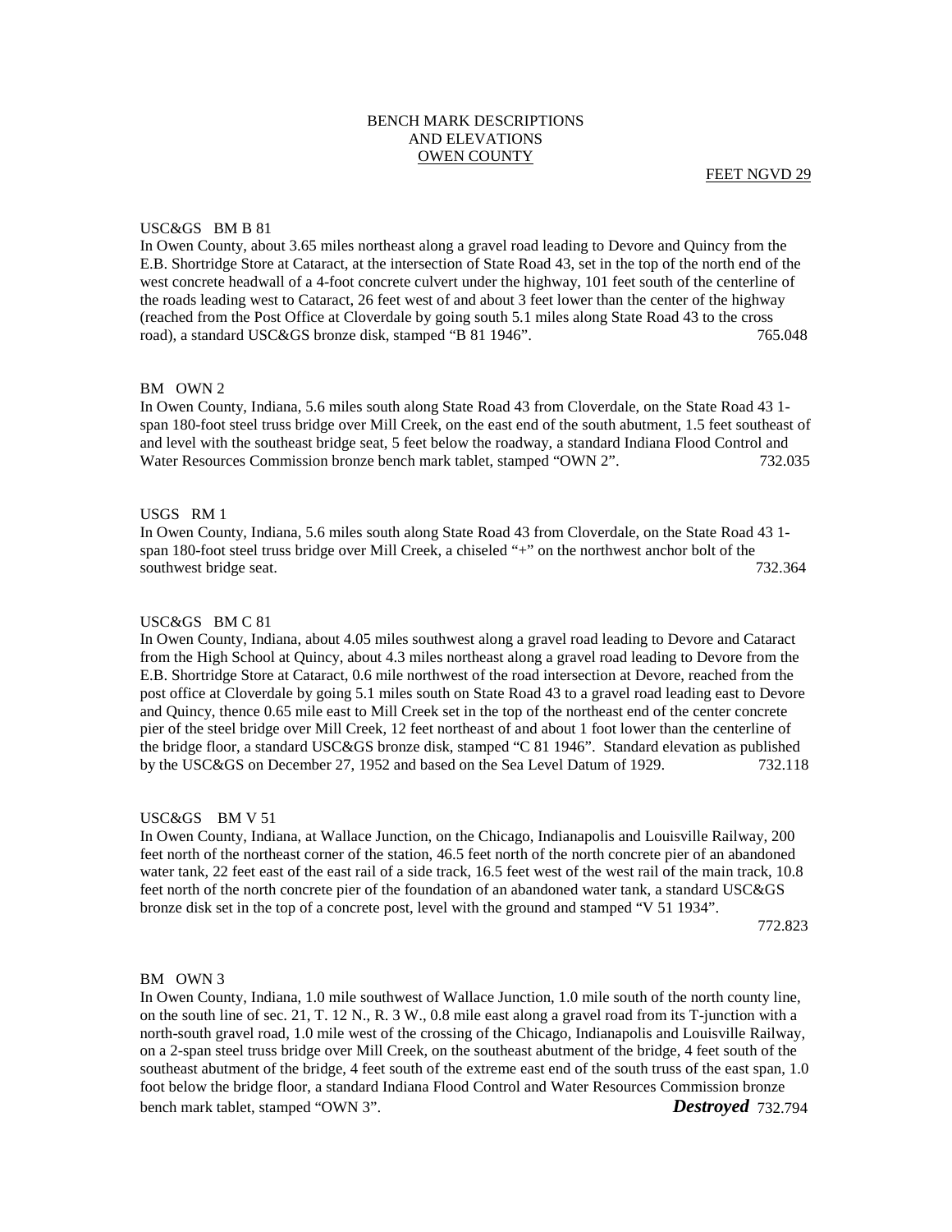# BENCH MARK DESCRIPTIONS AND ELEVATIONS

## OWEN COUNTY

FEET NGVD 29

USC&GS BM B 81

In Owen County, about 3.65 miles northeast along a gravel road leading to Devore and Quincy from the E.B. Shortridge Store at Cataract, at the intersection of State Road 43, set in the top of the north end of the west concrete headwall of a 4-foot concrete culvert under the highway, 101 feet south of the centerline of the roads leading west to Cataract, 26 feet west of and about 3 feet lower than the center of the highway (reached from the Post Office at Cloverdale by going south 5.1 miles along State Road 43 to the cross road), a standard USC&GS bronze disk, stamped "B 81 1946". 765.048

BM OWN 2

In Owen County, Indiana, 5.6 miles south along State Road 43 from Cloverdale, on the State Road 43 1-span 180-foot steel truss bridge over Mill Creek, on the east end of the south abutment, 1.5 feet southeast of and level with the southeast bridge seat, 5 feet below the roadway, a standard Indiana Flood Control and Water Resources Commission bronze bench mark tablet, stamped "OWN 2". 732.035

USGS RM 1

In Owen County, Indiana, 5.6 miles south along State Road 43 from Cloverdale, on the State Road 43 1-span 180-foot steel truss bridge over Mill Creek, a chiseled "+" on the northwest anchor bolt of the southwest bridge seat. 732.364

USC&GS BM C 81

In Owen County, Indiana, about 4.05 miles southwest along a gravel road leading to Devore and Cataract from the High School at Quincy, about 4.3 miles northeast along a gravel road leading to Devore from the E.B. Shortridge Store at Cataract, 0.6 mile northwest of the road intersection at Devore, reached from the post office at Cloverdale by going 5.1 miles south on State Road 43 to a gravel road leading east to Devore and Quincy, thence 0.65 mile east to Mill Creek set in the top of the northeast end of the center concrete pier of the steel bridge over Mill Creek, 12 feet northeast of and about 1 foot lower than the centerline of the bridge floor, a standard USC&GS bronze disk, stamped "C 81 1946". Standard elevation as published by the USC&GS on December 27, 1952 and based on the Sea Level Datum of 1929. 732.118

USC&GS BM V 51

In Owen County, Indiana, at Wallace Junction, on the Chicago, Indianapolis and Louisville Railway, 200 feet north of the northeast corner of the station, 46.5 feet north of the north concrete pier of an abandoned water tank, 22 feet east of the east rail of a side track, 16.5 feet west of the west rail of the main track, 10.8 feet north of the north concrete pier of the foundation of an abandoned water tank, a standard USC&GS bronze disk set in the top of a concrete post, level with the ground and stamped "V 51 1934". 772.823

BM OWN 3

In Owen County, Indiana, 1.0 mile southwest of Wallace Junction, 1.0 mile south of the north county line, on the south line of sec. 21, T. 12 N., R. 3 W., 0.8 mile east along a gravel road from its T-junction with a north-south gravel road, 1.0 mile west of the crossing of the Chicago, Indianapolis and Louisville Railway, on a 2-span steel truss bridge over Mill Creek, on the southeast abutment of the bridge, 4 feet south of the southeast abutment of the bridge, 4 feet south of the extreme east end of the south truss of the east span, 1.0 foot below the bridge floor, a standard Indiana Flood Control and Water Resources Commission bronze bench mark tablet, stamped "OWN 3". ***Destroyed*** 732.794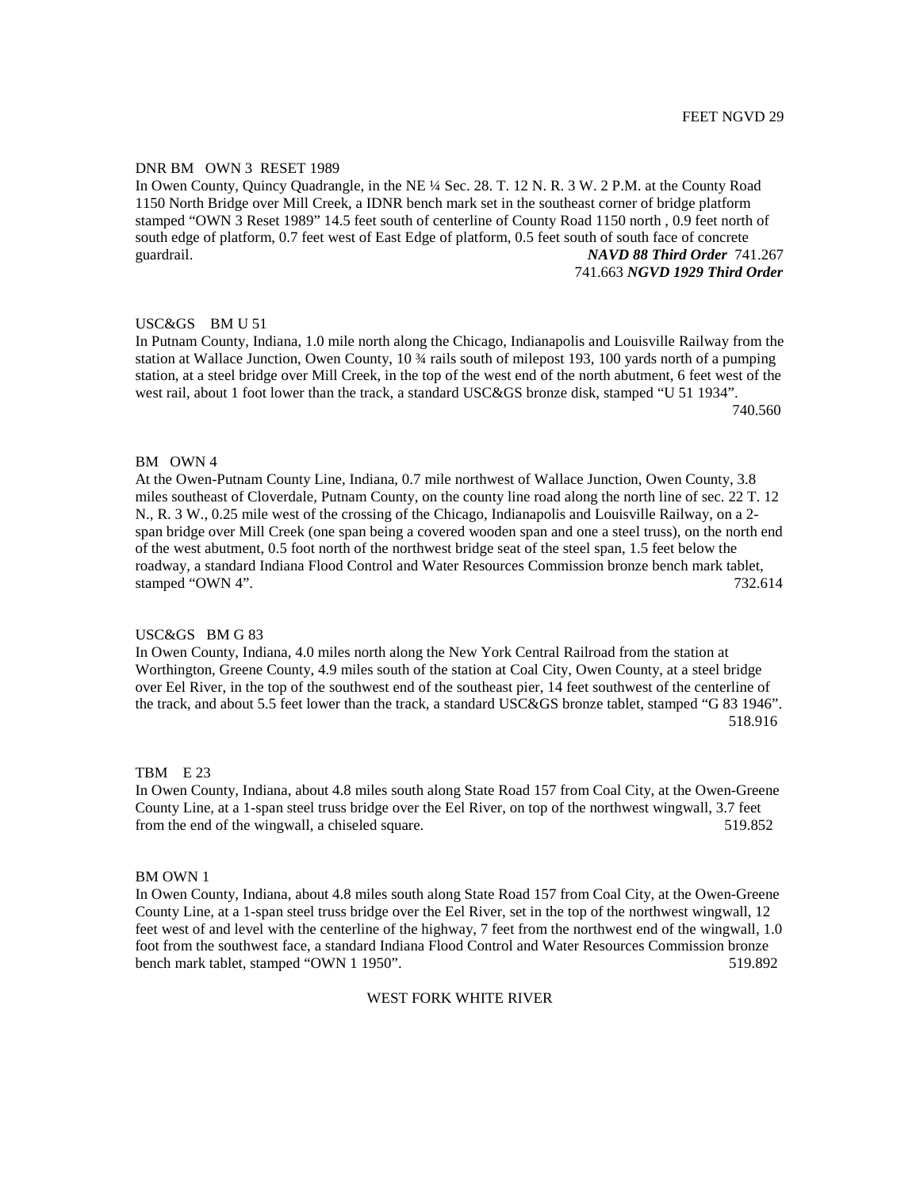FEET NGVD 29

DNR BM OWN 3 RESET 1989

In Owen County, Quincy Quadrangle, in the NE ¼ Sec. 28. T. 12 N. R. 3 W. 2 P.M. at the County Road 1150 North Bridge over Mill Creek, a IDNR bench mark set in the southeast corner of bridge platform stamped “OWN 3 Reset 1989” 14.5 feet south of centerline of County Road 1150 north , 0.9 feet north of south edge of platform, 0.7 feet west of East Edge of platform, 0.5 feet south of south face of concrete guardrail. ***NAVD 88 Third Order*** 741.267

741.663 ***NGVD 1929 Third Order***

USC&GS BM U 51

In Putnam County, Indiana, 1.0 mile north along the Chicago, Indianapolis and Louisville Railway from the station at Wallace Junction, Owen County, 10 ¾ rails south of milepost 193, 100 yards north of a pumping station, at a steel bridge over Mill Creek, in the top of the west end of the north abutment, 6 feet west of the west rail, about 1 foot lower than the track, a standard USC&GS bronze disk, stamped “U 51 1934”.

740.560

BM OWN 4

At the Owen-Putnam County Line, Indiana, 0.7 mile northwest of Wallace Junction, Owen County, 3.8 miles southeast of Cloverdale, Putnam County, on the county line road along the north line of sec. 22 T. 12 N., R. 3 W., 0.25 mile west of the crossing of the Chicago, Indianapolis and Louisville Railway, on a 2-span bridge over Mill Creek (one span being a covered wooden span and one a steel truss), on the north end of the west abutment, 0.5 foot north of the northwest bridge seat of the steel span, 1.5 feet below the roadway, a standard Indiana Flood Control and Water Resources Commission bronze bench mark tablet, stamped “OWN 4”. 732.614

USC&GS BM G 83

In Owen County, Indiana, 4.0 miles north along the New York Central Railroad from the station at Worthington, Greene County, 4.9 miles south of the station at Coal City, Owen County, at a steel bridge over Eel River, in the top of the southwest end of the southeast pier, 14 feet southwest of the centerline of the track, and about 5.5 feet lower than the track, a standard USC&GS bronze tablet, stamped “G 83 1946”.

518.916

TBM E 23

In Owen County, Indiana, about 4.8 miles south along State Road 157 from Coal City, at the Owen-Greene County Line, at a 1-span steel truss bridge over the Eel River, on top of the northwest wingwall, 3.7 feet from the end of the wingwall, a chiseled square. 519.852

BM OWN 1

In Owen County, Indiana, about 4.8 miles south along State Road 157 from Coal City, at the Owen-Greene County Line, at a 1-span steel truss bridge over the Eel River, set in the top of the northwest wingwall, 12 feet west of and level with the centerline of the highway, 7 feet from the northwest end of the wingwall, 1.0 foot from the southwest face, a standard Indiana Flood Control and Water Resources Commission bronze bench mark tablet, stamped “OWN 1 1950”. 519.892

WEST FORK WHITE RIVER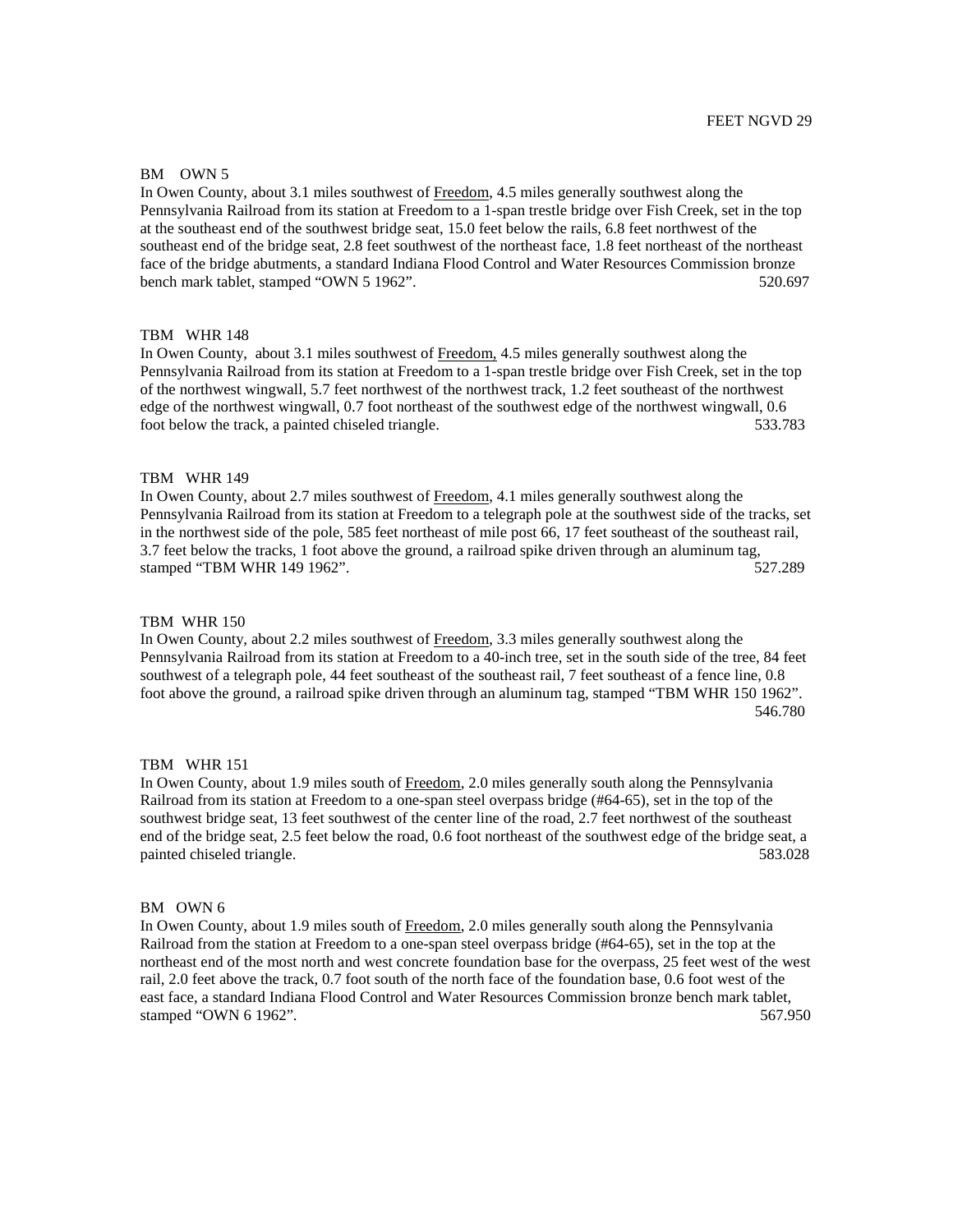FEET NGVD 29

BM OWN 5

In Owen County, about 3.1 miles southwest of Freedom, 4.5 miles generally southwest along the Pennsylvania Railroad from its station at Freedom to a 1-span trestle bridge over Fish Creek, set in the top at the southeast end of the southwest bridge seat, 15.0 feet below the rails, 6.8 feet northwest of the southeast end of the bridge seat, 2.8 feet southwest of the northeast face, 1.8 feet northeast of the northeast face of the bridge abutments, a standard Indiana Flood Control and Water Resources Commission bronze bench mark tablet, stamped "OWN 5 1962". 520.697

TBM WHR 148

In Owen County, about 3.1 miles southwest of Freedom, 4.5 miles generally southwest along the Pennsylvania Railroad from its station at Freedom to a 1-span trestle bridge over Fish Creek, set in the top of the northwest wingwall, 5.7 feet northwest of the northwest track, 1.2 feet southeast of the northwest edge of the northwest wingwall, 0.7 foot northeast of the southwest edge of the northwest wingwall, 0.6 foot below the track, a painted chiseled triangle. 533.783

TBM WHR 149

In Owen County, about 2.7 miles southwest of Freedom, 4.1 miles generally southwest along the Pennsylvania Railroad from its station at Freedom to a telegraph pole at the southwest side of the tracks, set in the northwest side of the pole, 585 feet northeast of mile post 66, 17 feet southeast of the southeast rail, 3.7 feet below the tracks, 1 foot above the ground, a railroad spike driven through an aluminum tag, stamped "TBM WHR 149 1962". 527.289

TBM WHR 150

In Owen County, about 2.2 miles southwest of Freedom, 3.3 miles generally southwest along the Pennsylvania Railroad from its station at Freedom to a 40-inch tree, set in the south side of the tree, 84 feet southwest of a telegraph pole, 44 feet southeast of the southeast rail, 7 feet southeast of a fence line, 0.8 foot above the ground, a railroad spike driven through an aluminum tag, stamped "TBM WHR 150 1962". 546.780

TBM WHR 151

In Owen County, about 1.9 miles south of Freedom, 2.0 miles generally south along the Pennsylvania Railroad from its station at Freedom to a one-span steel overpass bridge (#64-65), set in the top of the southwest bridge seat, 13 feet southwest of the center line of the road, 2.7 feet northwest of the southeast end of the bridge seat, 2.5 feet below the road, 0.6 foot northeast of the southwest edge of the bridge seat, a painted chiseled triangle. 583.028

BM OWN 6

In Owen County, about 1.9 miles south of Freedom, 2.0 miles generally south along the Pennsylvania Railroad from the station at Freedom to a one-span steel overpass bridge (#64-65), set in the top at the northeast end of the most north and west concrete foundation base for the overpass, 25 feet west of the west rail, 2.0 feet above the track, 0.7 foot south of the north face of the foundation base, 0.6 foot west of the east face, a standard Indiana Flood Control and Water Resources Commission bronze bench mark tablet, stamped "OWN 6 1962". 567.950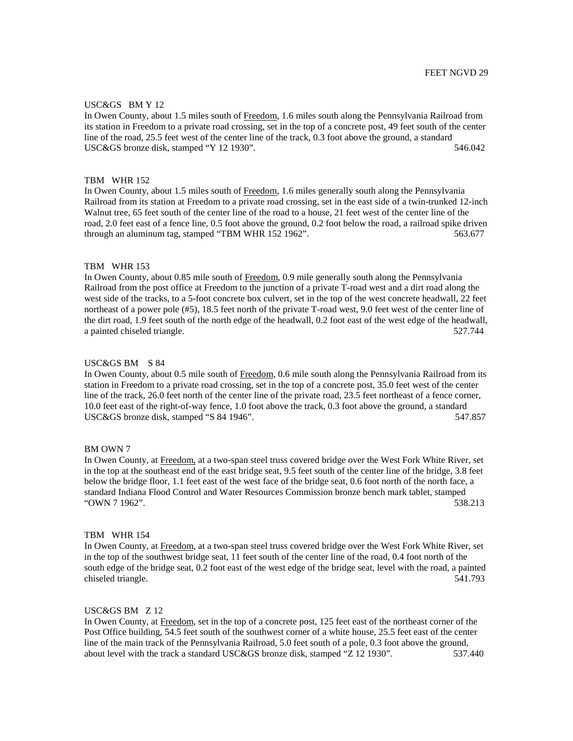FEET NGVD 29

USC&GS BM Y 12
In Owen County, about 1.5 miles south of Freedom, 1.6 miles south along the Pennsylvania Railroad from its station in Freedom to a private road crossing, set in the top of a concrete post, 49 feet south of the center line of the road, 25.5 feet west of the center line of the track, 0.3 foot above the ground, a standard USC&GS bronze disk, stamped "Y 12 1930". 546.042

TBM WHR 152
In Owen County, about 1.5 miles south of Freedom, 1.6 miles generally south along the Pennsylvania Railroad from its station at Freedom to a private road crossing, set in the east side of a twin-trunked 12-inch Walnut tree, 65 feet south of the center line of the road to a house, 21 feet west of the center line of the road, 2.0 feet east of a fence line, 0.5 foot above the ground, 0.2 foot below the road, a railroad spike driven through an aluminum tag, stamped "TBM WHR 152 1962". 563.677

TBM WHR 153
In Owen County, about 0.85 mile south of Freedom, 0.9 mile generally south along the Pennsylvania Railroad from the post office at Freedom to the junction of a private T-road west and a dirt road along the west side of the tracks, to a 5-foot concrete box culvert, set in the top of the west concrete headwall, 22 feet northeast of a power pole (#5), 18.5 feet north of the private T-road west, 9.0 feet west of the center line of the dirt road, 1.9 feet south of the north edge of the headwall, 0.2 foot east of the west edge of the headwall, a painted chiseled triangle. 527.744

USC&GS BM S 84
In Owen County, about 0.5 mile south of Freedom, 0.6 mile south along the Pennsylvania Railroad from its station in Freedom to a private road crossing, set in the top of a concrete post, 35.0 feet west of the center line of the track, 26.0 feet north of the center line of the private road, 23.5 feet northeast of a fence corner, 10.0 feet east of the right-of-way fence, 1.0 foot above the track, 0.3 foot above the ground, a standard USC&GS bronze disk, stamped "S 84 1946". 547.857

BM OWN 7
In Owen County, at Freedom, at a two-span steel truss covered bridge over the West Fork White River, set in the top at the southeast end of the east bridge seat, 9.5 feet south of the center line of the bridge, 3.8 feet below the bridge floor, 1.1 feet east of the west face of the bridge seat, 0.6 foot north of the north face, a standard Indiana Flood Control and Water Resources Commission bronze bench mark tablet, stamped "OWN 7 1962". 538.213

TBM WHR 154
In Owen County, at Freedom, at a two-span steel truss covered bridge over the West Fork White River, set in the top of the southwest bridge seat, 11 feet south of the center line of the road, 0.4 foot north of the south edge of the bridge seat, 0.2 foot east of the west edge of the bridge seat, level with the road, a painted chiseled triangle. 541.793

USC&GS BM Z 12
In Owen County, at Freedom, set in the top of a concrete post, 125 feet east of the northeast corner of the Post Office building, 54.5 feet south of the southwest corner of a white house, 25.5 feet east of the center line of the main track of the Pennsylvania Railroad, 5.0 feet south of a pole, 0.3 foot above the ground, about level with the track a standard USC&GS bronze disk, stamped "Z 12 1930". 537.440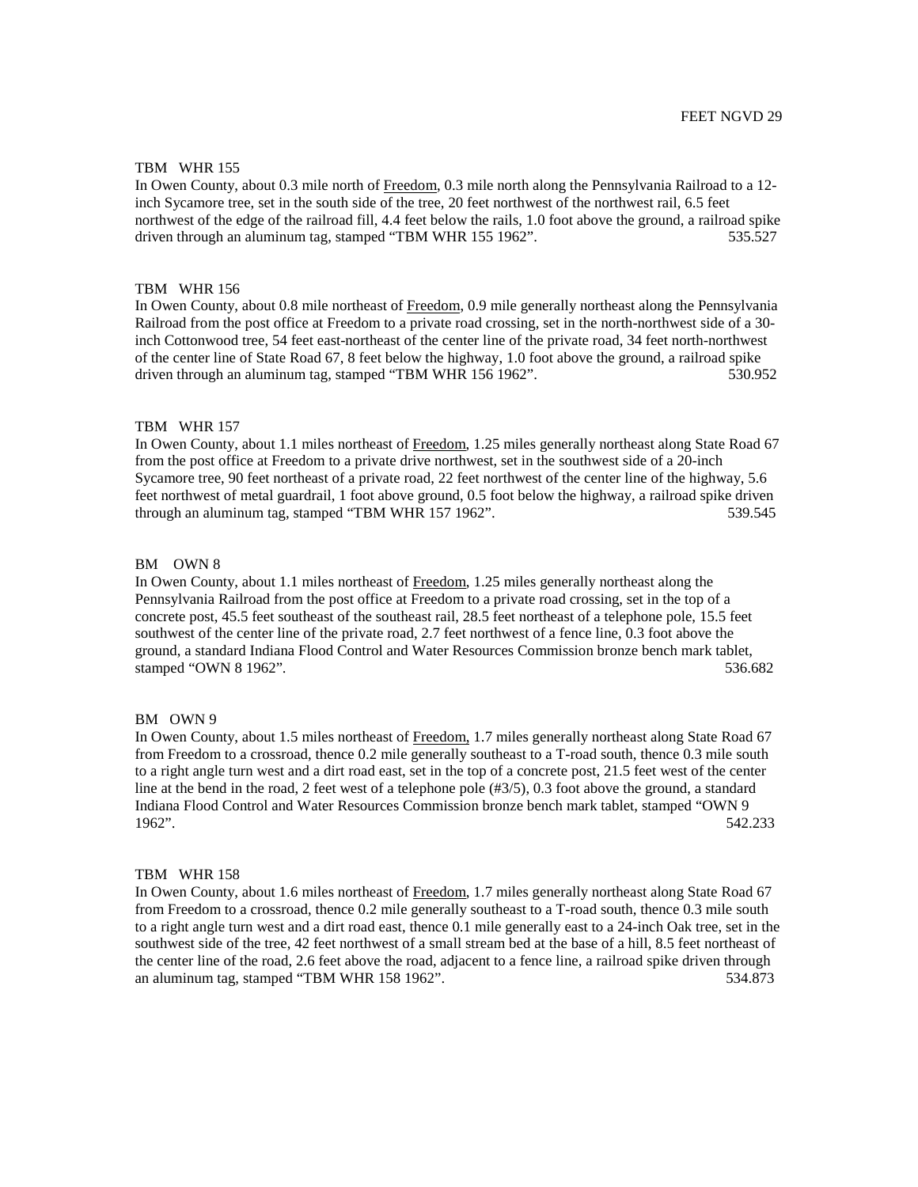FEET NGVD 29

TBM WHR 155

In Owen County, about 0.3 mile north of Freedom, 0.3 mile north along the Pennsylvania Railroad to a 12-inch Sycamore tree, set in the south side of the tree, 20 feet northwest of the northwest rail, 6.5 feet northwest of the edge of the railroad fill, 4.4 feet below the rails, 1.0 foot above the ground, a railroad spike driven through an aluminum tag, stamped “TBM WHR 155 1962”. 535.527

TBM WHR 156

In Owen County, about 0.8 mile northeast of Freedom, 0.9 mile generally northeast along the Pennsylvania Railroad from the post office at Freedom to a private road crossing, set in the north-northwest side of a 30-inch Cottonwood tree, 54 feet east-northeast of the center line of the private road, 34 feet north-northwest of the center line of State Road 67, 8 feet below the highway, 1.0 foot above the ground, a railroad spike driven through an aluminum tag, stamped “TBM WHR 156 1962”. 530.952

TBM WHR 157

In Owen County, about 1.1 miles northeast of Freedom, 1.25 miles generally northeast along State Road 67 from the post office at Freedom to a private drive northwest, set in the southwest side of a 20-inch Sycamore tree, 90 feet northeast of a private road, 22 feet northwest of the center line of the highway, 5.6 feet northwest of metal guardrail, 1 foot above ground, 0.5 foot below the highway, a railroad spike driven through an aluminum tag, stamped “TBM WHR 157 1962”. 539.545

BM OWN 8

In Owen County, about 1.1 miles northeast of Freedom, 1.25 miles generally northeast along the Pennsylvania Railroad from the post office at Freedom to a private road crossing, set in the top of a concrete post, 45.5 feet southeast of the southeast rail, 28.5 feet northeast of a telephone pole, 15.5 feet southwest of the center line of the private road, 2.7 feet northwest of a fence line, 0.3 foot above the ground, a standard Indiana Flood Control and Water Resources Commission bronze bench mark tablet, stamped “OWN 8 1962”. 536.682

BM OWN 9

In Owen County, about 1.5 miles northeast of Freedom, 1.7 miles generally northeast along State Road 67 from Freedom to a crossroad, thence 0.2 mile generally southeast to a T-road south, thence 0.3 mile south to a right angle turn west and a dirt road east, set in the top of a concrete post, 21.5 feet west of the center line at the bend in the road, 2 feet west of a telephone pole (#3/5), 0.3 foot above the ground, a standard Indiana Flood Control and Water Resources Commission bronze bench mark tablet, stamped “OWN 9 1962”. 542.233

TBM WHR 158

In Owen County, about 1.6 miles northeast of Freedom, 1.7 miles generally northeast along State Road 67 from Freedom to a crossroad, thence 0.2 mile generally southeast to a T-road south, thence 0.3 mile south to a right angle turn west and a dirt road east, thence 0.1 mile generally east to a 24-inch Oak tree, set in the southwest side of the tree, 42 feet northwest of a small stream bed at the base of a hill, 8.5 feet northeast of the center line of the road, 2.6 feet above the road, adjacent to a fence line, a railroad spike driven through an aluminum tag, stamped “TBM WHR 158 1962”. 534.873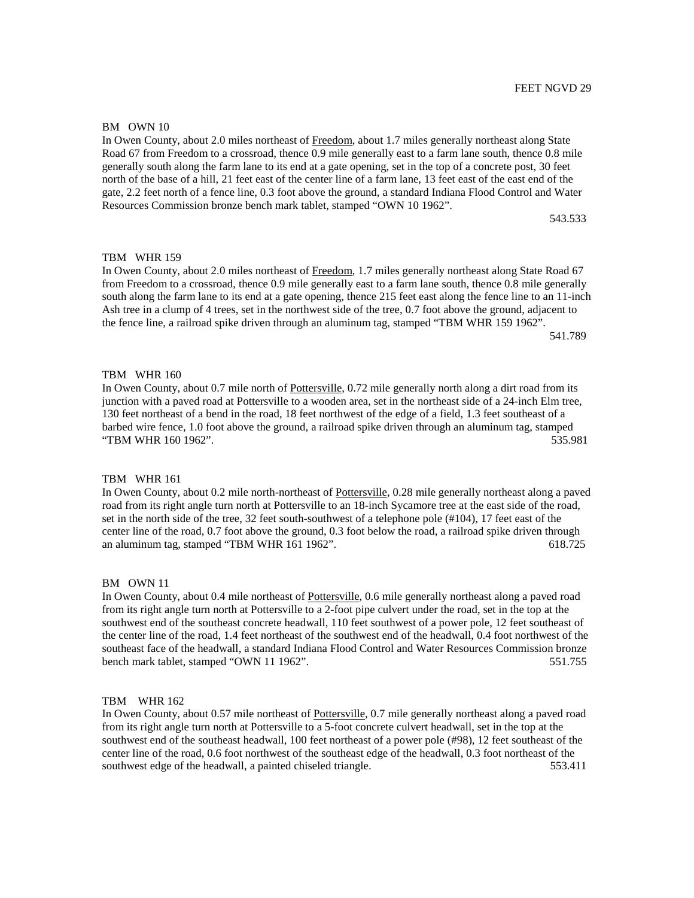FEET NGVD 29

BM OWN 10

In Owen County, about 2.0 miles northeast of Freedom, about 1.7 miles generally northeast along State Road 67 from Freedom to a crossroad, thence 0.9 mile generally east to a farm lane south, thence 0.8 mile generally south along the farm lane to its end at a gate opening, set in the top of a concrete post, 30 feet north of the base of a hill, 21 feet east of the center line of a farm lane, 13 feet east of the east end of the gate, 2.2 feet north of a fence line, 0.3 foot above the ground, a standard Indiana Flood Control and Water Resources Commission bronze bench mark tablet, stamped "OWN 10 1962".

543.533

TBM WHR 159

In Owen County, about 2.0 miles northeast of Freedom, 1.7 miles generally northeast along State Road 67 from Freedom to a crossroad, thence 0.9 mile generally east to a farm lane south, thence 0.8 mile generally south along the farm lane to its end at a gate opening, thence 215 feet east along the fence line to an 11-inch Ash tree in a clump of 4 trees, set in the northwest side of the tree, 0.7 foot above the ground, adjacent to the fence line, a railroad spike driven through an aluminum tag, stamped "TBM WHR 159 1962".

541.789

TBM WHR 160

In Owen County, about 0.7 mile north of Pottersville, 0.72 mile generally north along a dirt road from its junction with a paved road at Pottersville to a wooden area, set in the northeast side of a 24-inch Elm tree, 130 feet northeast of a bend in the road, 18 feet northwest of the edge of a field, 1.3 feet southeast of a barbed wire fence, 1.0 foot above the ground, a railroad spike driven through an aluminum tag, stamped "TBM WHR 160 1962".

535.981

TBM WHR 161

In Owen County, about 0.2 mile north-northeast of Pottersville, 0.28 mile generally northeast along a paved road from its right angle turn north at Pottersville to an 18-inch Sycamore tree at the east side of the road, set in the north side of the tree, 32 feet south-southwest of a telephone pole (#104), 17 feet east of the center line of the road, 0.7 foot above the ground, 0.3 foot below the road, a railroad spike driven through an aluminum tag, stamped "TBM WHR 161 1962".

618.725

BM OWN 11

In Owen County, about 0.4 mile northeast of Pottersville, 0.6 mile generally northeast along a paved road from its right angle turn north at Pottersville to a 2-foot pipe culvert under the road, set in the top at the southwest end of the southeast concrete headwall, 110 feet southwest of a power pole, 12 feet southeast of the center line of the road, 1.4 feet northeast of the southwest end of the headwall, 0.4 foot northwest of the southeast face of the headwall, a standard Indiana Flood Control and Water Resources Commission bronze bench mark tablet, stamped "OWN 11 1962".

551.755

TBM WHR 162

In Owen County, about 0.57 mile northeast of Pottersville, 0.7 mile generally northeast along a paved road from its right angle turn north at Pottersville to a 5-foot concrete culvert headwall, set in the top at the southwest end of the southeast headwall, 100 feet northeast of a power pole (#98), 12 feet southeast of the center line of the road, 0.6 foot northwest of the southeast edge of the headwall, 0.3 foot northeast of the southwest edge of the headwall, a painted chiseled triangle.

553.411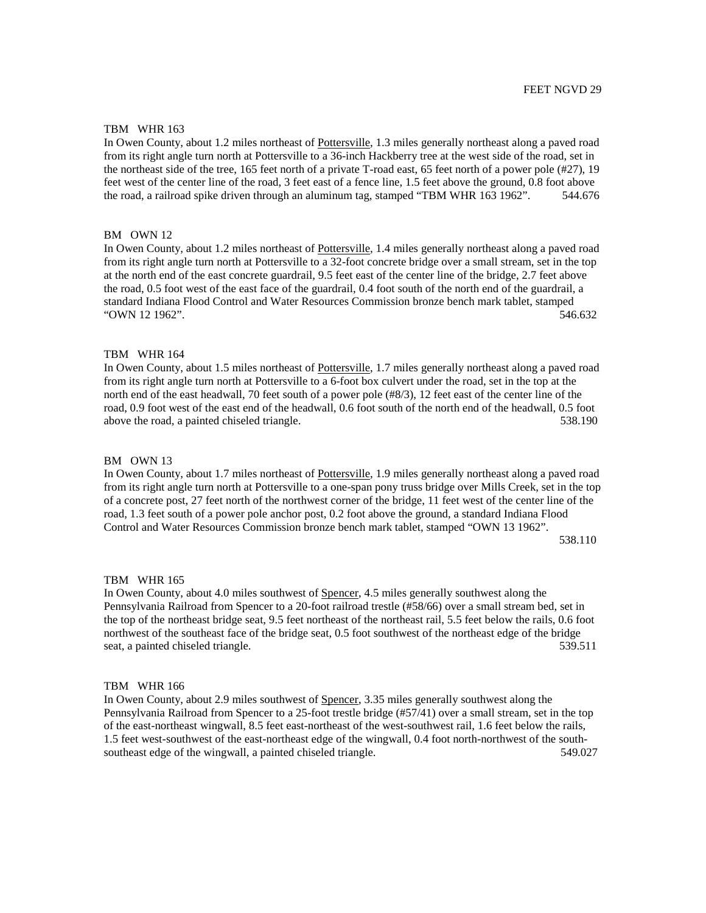FEET NGVD 29

TBM WHR 163

In Owen County, about 1.2 miles northeast of Pottersville, 1.3 miles generally northeast along a paved road from its right angle turn north at Pottersville to a 36-inch Hackberry tree at the west side of the road, set in the northeast side of the tree, 165 feet north of a private T-road east, 65 feet north of a power pole (#27), 19 feet west of the center line of the road, 3 feet east of a fence line, 1.5 feet above the ground, 0.8 foot above the road, a railroad spike driven through an aluminum tag, stamped "TBM WHR 163 1962". 544.676

BM OWN 12

In Owen County, about 1.2 miles northeast of Pottersville, 1.4 miles generally northeast along a paved road from its right angle turn north at Pottersville to a 32-foot concrete bridge over a small stream, set in the top at the north end of the east concrete guardrail, 9.5 feet east of the center line of the bridge, 2.7 feet above the road, 0.5 foot west of the east face of the guardrail, 0.4 foot south of the north end of the guardrail, a standard Indiana Flood Control and Water Resources Commission bronze bench mark tablet, stamped "OWN 12 1962". 546.632

TBM WHR 164

In Owen County, about 1.5 miles northeast of Pottersville, 1.7 miles generally northeast along a paved road from its right angle turn north at Pottersville to a 6-foot box culvert under the road, set in the top at the north end of the east headwall, 70 feet south of a power pole (#8/3), 12 feet east of the center line of the road, 0.9 foot west of the east end of the headwall, 0.6 foot south of the north end of the headwall, 0.5 foot above the road, a painted chiseled triangle. 538.190

BM OWN 13

In Owen County, about 1.7 miles northeast of Pottersville, 1.9 miles generally northeast along a paved road from its right angle turn north at Pottersville to a one-span pony truss bridge over Mills Creek, set in the top of a concrete post, 27 feet north of the northwest corner of the bridge, 11 feet west of the center line of the road, 1.3 feet south of a power pole anchor post, 0.2 foot above the ground, a standard Indiana Flood Control and Water Resources Commission bronze bench mark tablet, stamped "OWN 13 1962". 538.110

TBM WHR 165

In Owen County, about 4.0 miles southwest of Spencer, 4.5 miles generally southwest along the Pennsylvania Railroad from Spencer to a 20-foot railroad trestle (#58/66) over a small stream bed, set in the top of the northeast bridge seat, 9.5 feet northeast of the northeast rail, 5.5 feet below the rails, 0.6 foot northwest of the southeast face of the bridge seat, 0.5 foot southwest of the northeast edge of the bridge seat, a painted chiseled triangle. 539.511

TBM WHR 166

In Owen County, about 2.9 miles southwest of Spencer, 3.35 miles generally southwest along the Pennsylvania Railroad from Spencer to a 25-foot trestle bridge (#57/41) over a small stream, set in the top of the east-northeast wingwall, 8.5 feet east-northeast of the west-southwest rail, 1.6 feet below the rails, 1.5 feet west-southwest of the east-northeast edge of the wingwall, 0.4 foot north-northwest of the south-southeast edge of the wingwall, a painted chiseled triangle. 549.027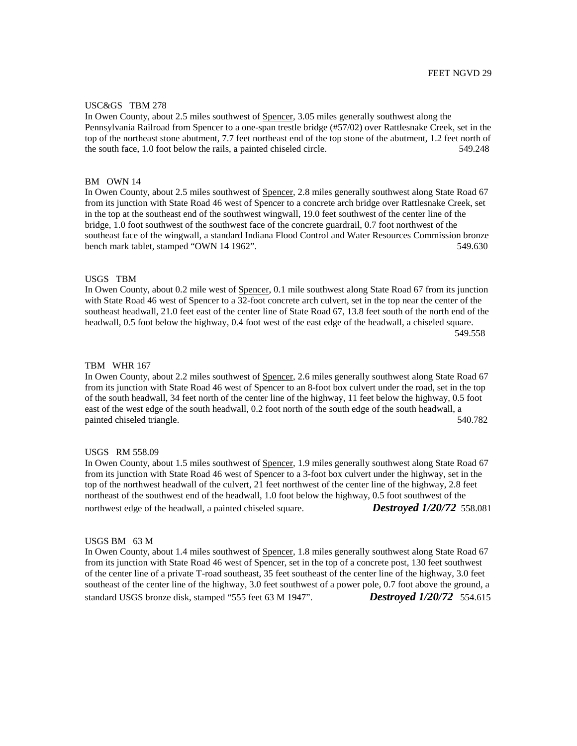FEET NGVD 29

USC&GS TBM 278

In Owen County, about 2.5 miles southwest of Spencer, 3.05 miles generally southwest along the Pennsylvania Railroad from Spencer to a one-span trestle bridge (#57/02) over Rattlesnake Creek, set in the top of the northeast stone abutment, 7.7 feet northeast end of the top stone of the abutment, 1.2 feet north of the south face, 1.0 foot below the rails, a painted chiseled circle. 549.248

BM OWN 14

In Owen County, about 2.5 miles southwest of Spencer, 2.8 miles generally southwest along State Road 67 from its junction with State Road 46 west of Spencer to a concrete arch bridge over Rattlesnake Creek, set in the top at the southeast end of the southwest wingwall, 19.0 feet southwest of the center line of the bridge, 1.0 foot southwest of the southwest face of the concrete guardrail, 0.7 foot northwest of the southeast face of the wingwall, a standard Indiana Flood Control and Water Resources Commission bronze bench mark tablet, stamped "OWN 14 1962". 549.630

USGS TBM

In Owen County, about 0.2 mile west of Spencer, 0.1 mile southwest along State Road 67 from its junction with State Road 46 west of Spencer to a 32-foot concrete arch culvert, set in the top near the center of the southeast headwall, 21.0 feet east of the center line of State Road 67, 13.8 feet south of the north end of the headwall, 0.5 foot below the highway, 0.4 foot west of the east edge of the headwall, a chiseled square. 549.558

TBM WHR 167

In Owen County, about 2.2 miles southwest of Spencer, 2.6 miles generally southwest along State Road 67 from its junction with State Road 46 west of Spencer to an 8-foot box culvert under the road, set in the top of the south headwall, 34 feet north of the center line of the highway, 11 feet below the highway, 0.5 foot east of the west edge of the south headwall, 0.2 foot north of the south edge of the south headwall, a painted chiseled triangle. 540.782

USGS RM 558.09

In Owen County, about 1.5 miles southwest of Spencer, 1.9 miles generally southwest along State Road 67 from its junction with State Road 46 west of Spencer to a 3-foot box culvert under the highway, set in the top of the northwest headwall of the culvert, 21 feet northwest of the center line of the highway, 2.8 feet northeast of the southwest end of the headwall, 1.0 foot below the highway, 0.5 foot southwest of the northwest edge of the headwall, a painted chiseled square. ***Destroyed 1/20/72*** 558.081

USGS BM 63 M

In Owen County, about 1.4 miles southwest of Spencer, 1.8 miles generally southwest along State Road 67 from its junction with State Road 46 west of Spencer, set in the top of a concrete post, 130 feet southwest of the center line of a private T-road southeast, 35 feet southeast of the center line of the highway, 3.0 feet southeast of the center line of the highway, 3.0 feet southwest of a power pole, 0.7 foot above the ground, a standard USGS bronze disk, stamped "555 feet 63 M 1947". ***Destroyed 1/20/72*** 554.615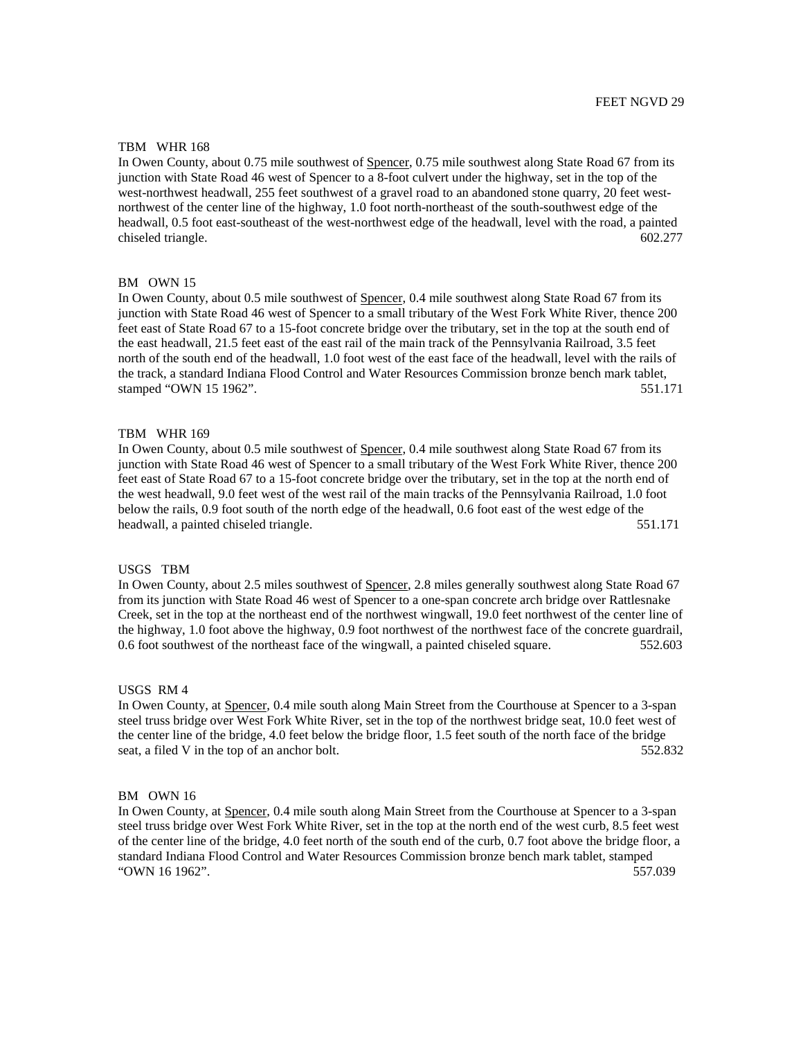FEET NGVD 29

TBM WHR 168

In Owen County, about 0.75 mile southwest of Spencer, 0.75 mile southwest along State Road 67 from its junction with State Road 46 west of Spencer to a 8-foot culvert under the highway, set in the top of the west-northwest headwall, 255 feet southwest of a gravel road to an abandoned stone quarry, 20 feet west-northwest of the center line of the highway, 1.0 foot north-northeast of the south-southwest edge of the headwall, 0.5 foot east-southeast of the west-northwest edge of the headwall, level with the road, a painted chiseled triangle. 602.277

BM OWN 15

In Owen County, about 0.5 mile southwest of Spencer, 0.4 mile southwest along State Road 67 from its junction with State Road 46 west of Spencer to a small tributary of the West Fork White River, thence 200 feet east of State Road 67 to a 15-foot concrete bridge over the tributary, set in the top at the south end of the east headwall, 21.5 feet east of the east rail of the main track of the Pennsylvania Railroad, 3.5 feet north of the south end of the headwall, 1.0 foot west of the east face of the headwall, level with the rails of the track, a standard Indiana Flood Control and Water Resources Commission bronze bench mark tablet, stamped “OWN 15 1962”. 551.171

TBM WHR 169

In Owen County, about 0.5 mile southwest of Spencer, 0.4 mile southwest along State Road 67 from its junction with State Road 46 west of Spencer to a small tributary of the West Fork White River, thence 200 feet east of State Road 67 to a 15-foot concrete bridge over the tributary, set in the top at the north end of the west headwall, 9.0 feet west of the west rail of the main tracks of the Pennsylvania Railroad, 1.0 foot below the rails, 0.9 foot south of the north edge of the headwall, 0.6 foot east of the west edge of the headwall, a painted chiseled triangle. 551.171

USGS TBM

In Owen County, about 2.5 miles southwest of Spencer, 2.8 miles generally southwest along State Road 67 from its junction with State Road 46 west of Spencer to a one-span concrete arch bridge over Rattlesnake Creek, set in the top at the northeast end of the northwest wingwall, 19.0 feet northwest of the center line of the highway, 1.0 foot above the highway, 0.9 foot northwest of the northwest face of the concrete guardrail, 0.6 foot southwest of the northeast face of the wingwall, a painted chiseled square. 552.603

USGS RM 4

In Owen County, at Spencer, 0.4 mile south along Main Street from the Courthouse at Spencer to a 3-span steel truss bridge over West Fork White River, set in the top of the northwest bridge seat, 10.0 feet west of the center line of the bridge, 4.0 feet below the bridge floor, 1.5 feet south of the north face of the bridge seat, a filed V in the top of an anchor bolt. 552.832

BM OWN 16

In Owen County, at Spencer, 0.4 mile south along Main Street from the Courthouse at Spencer to a 3-span steel truss bridge over West Fork White River, set in the top at the north end of the west curb, 8.5 feet west of the center line of the bridge, 4.0 feet north of the south end of the curb, 0.7 foot above the bridge floor, a standard Indiana Flood Control and Water Resources Commission bronze bench mark tablet, stamped “OWN 16 1962”. 557.039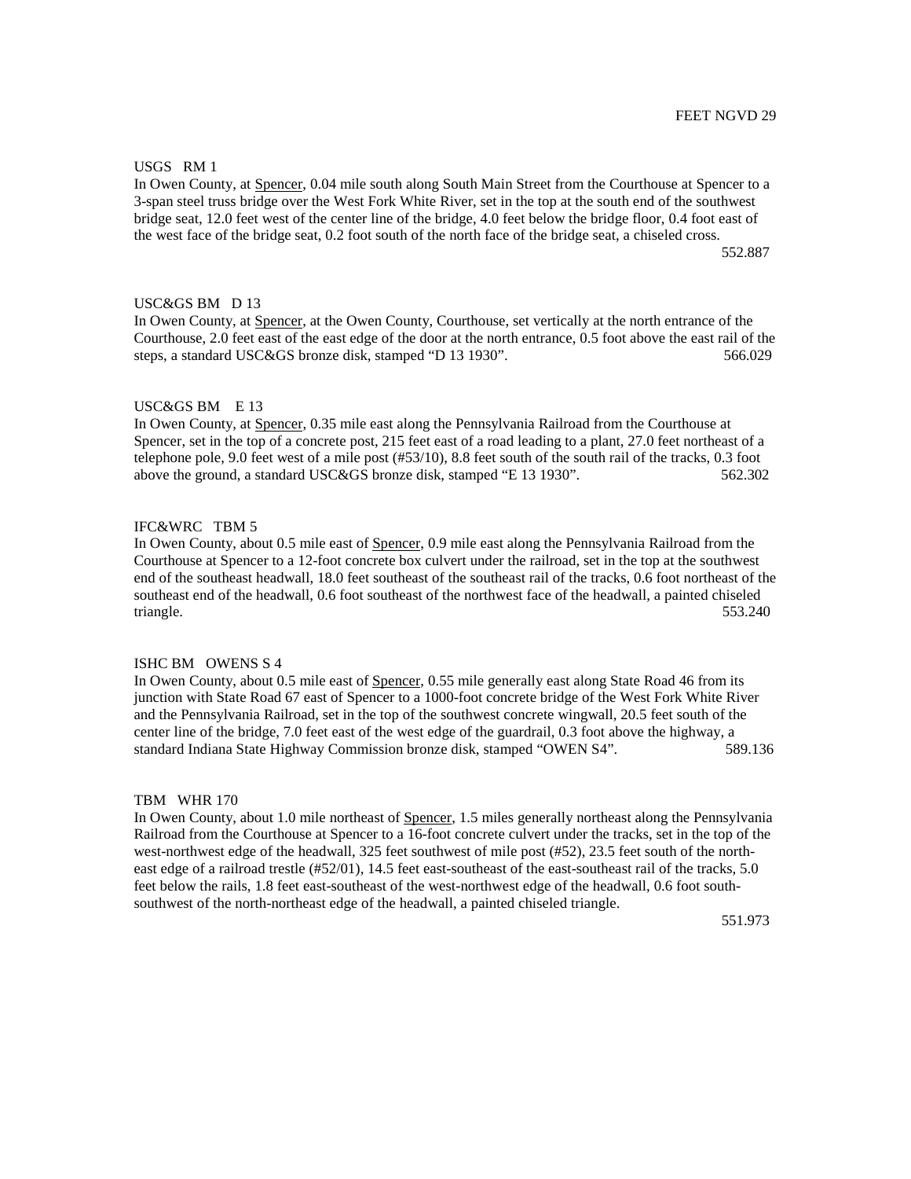FEET NGVD 29

USGS RM 1

In Owen County, at Spencer, 0.04 mile south along South Main Street from the Courthouse at Spencer to a 3-span steel truss bridge over the West Fork White River, set in the top at the south end of the southwest bridge seat, 12.0 feet west of the center line of the bridge, 4.0 feet below the bridge floor, 0.4 foot east of the west face of the bridge seat, 0.2 foot south of the north face of the bridge seat, a chiseled cross.

552.887

USC&GS BM D 13

In Owen County, at Spencer, at the Owen County, Courthouse, set vertically at the north entrance of the Courthouse, 2.0 feet east of the east edge of the door at the north entrance, 0.5 foot above the east rail of the steps, a standard USC&GS bronze disk, stamped "D 13 1930". 566.029

USC&GS BM E 13

In Owen County, at Spencer, 0.35 mile east along the Pennsylvania Railroad from the Courthouse at Spencer, set in the top of a concrete post, 215 feet east of a road leading to a plant, 27.0 feet northeast of a telephone pole, 9.0 feet west of a mile post (#53/10), 8.8 feet south of the south rail of the tracks, 0.3 foot above the ground, a standard USC&GS bronze disk, stamped "E 13 1930". 562.302

IFC&WRC TBM 5

In Owen County, about 0.5 mile east of Spencer, 0.9 mile east along the Pennsylvania Railroad from the Courthouse at Spencer to a 12-foot concrete box culvert under the railroad, set in the top at the southwest end of the southeast headwall, 18.0 feet southeast of the southeast rail of the tracks, 0.6 foot northeast of the southeast end of the headwall, 0.6 foot southeast of the northwest face of the headwall, a painted chiseled triangle. 553.240

ISHC BM OWENS S 4

In Owen County, about 0.5 mile east of Spencer, 0.55 mile generally east along State Road 46 from its junction with State Road 67 east of Spencer to a 1000-foot concrete bridge of the West Fork White River and the Pennsylvania Railroad, set in the top of the southwest concrete wingwall, 20.5 feet south of the center line of the bridge, 7.0 feet east of the west edge of the guardrail, 0.3 foot above the highway, a standard Indiana State Highway Commission bronze disk, stamped "OWEN S4". 589.136

TBM WHR 170

In Owen County, about 1.0 mile northeast of Spencer, 1.5 miles generally northeast along the Pennsylvania Railroad from the Courthouse at Spencer to a 16-foot concrete culvert under the tracks, set in the top of the west-northwest edge of the headwall, 325 feet southwest of mile post (#52), 23.5 feet south of the north-east edge of a railroad trestle (#52/01), 14.5 feet east-southeast of the east-southeast rail of the tracks, 5.0 feet below the rails, 1.8 feet east-southeast of the west-northwest edge of the headwall, 0.6 foot south-southwest of the north-northeast edge of the headwall, a painted chiseled triangle.

551.973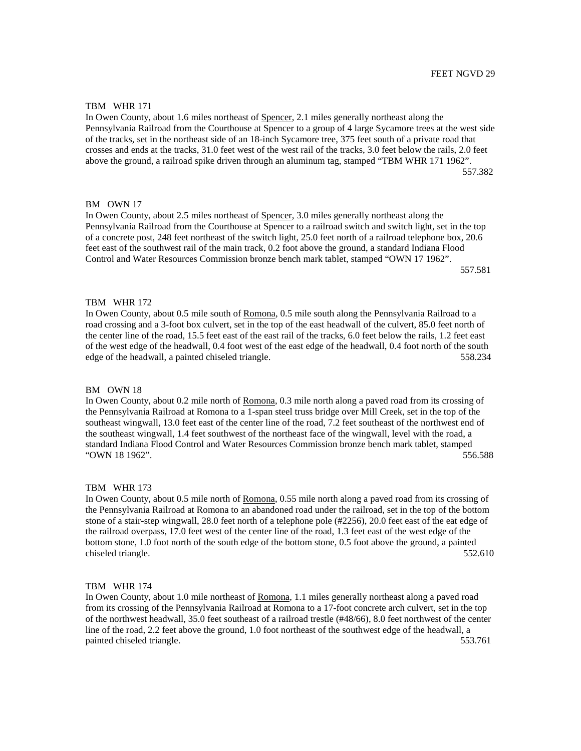FEET NGVD 29

TBM WHR 171

In Owen County, about 1.6 miles northeast of Spencer, 2.1 miles generally northeast along the Pennsylvania Railroad from the Courthouse at Spencer to a group of 4 large Sycamore trees at the west side of the tracks, set in the northeast side of an 18-inch Sycamore tree, 375 feet south of a private road that crosses and ends at the tracks, 31.0 feet west of the west rail of the tracks, 3.0 feet below the rails, 2.0 feet above the ground, a railroad spike driven through an aluminum tag, stamped "TBM WHR 171 1962".
557.382

BM OWN 17

In Owen County, about 2.5 miles northeast of Spencer, 3.0 miles generally northeast along the Pennsylvania Railroad from the Courthouse at Spencer to a railroad switch and switch light, set in the top of a concrete post, 248 feet northeast of the switch light, 25.0 feet north of a railroad telephone box, 20.6 feet east of the southwest rail of the main track, 0.2 foot above the ground, a standard Indiana Flood Control and Water Resources Commission bronze bench mark tablet, stamped "OWN 17 1962".
557.581

TBM WHR 172

In Owen County, about 0.5 mile south of Romona, 0.5 mile south along the Pennsylvania Railroad to a road crossing and a 3-foot box culvert, set in the top of the east headwall of the culvert, 85.0 feet north of the center line of the road, 15.5 feet east of the east rail of the tracks, 6.0 feet below the rails, 1.2 feet east of the west edge of the headwall, 0.4 foot west of the east edge of the headwall, 0.4 foot north of the south edge of the headwall, a painted chiseled triangle. 558.234

BM OWN 18

In Owen County, about 0.2 mile north of Romona, 0.3 mile north along a paved road from its crossing of the Pennsylvania Railroad at Romona to a 1-span steel truss bridge over Mill Creek, set in the top of the southeast wingwall, 13.0 feet east of the center line of the road, 7.2 feet southeast of the northwest end of the southeast wingwall, 1.4 feet southwest of the northeast face of the wingwall, level with the road, a standard Indiana Flood Control and Water Resources Commission bronze bench mark tablet, stamped "OWN 18 1962". 556.588

TBM WHR 173

In Owen County, about 0.5 mile north of Romona, 0.55 mile north along a paved road from its crossing of the Pennsylvania Railroad at Romona to an abandoned road under the railroad, set in the top of the bottom stone of a stair-step wingwall, 28.0 feet north of a telephone pole (#2256), 20.0 feet east of the eat edge of the railroad overpass, 17.0 feet west of the center line of the road, 1.3 feet east of the west edge of the bottom stone, 1.0 foot north of the south edge of the bottom stone, 0.5 foot above the ground, a painted chiseled triangle. 552.610

TBM WHR 174

In Owen County, about 1.0 mile northeast of Romona, 1.1 miles generally northeast along a paved road from its crossing of the Pennsylvania Railroad at Romona to a 17-foot concrete arch culvert, set in the top of the northwest headwall, 35.0 feet southeast of a railroad trestle (#48/66), 8.0 feet northwest of the center line of the road, 2.2 feet above the ground, 1.0 foot northeast of the southwest edge of the headwall, a painted chiseled triangle. 553.761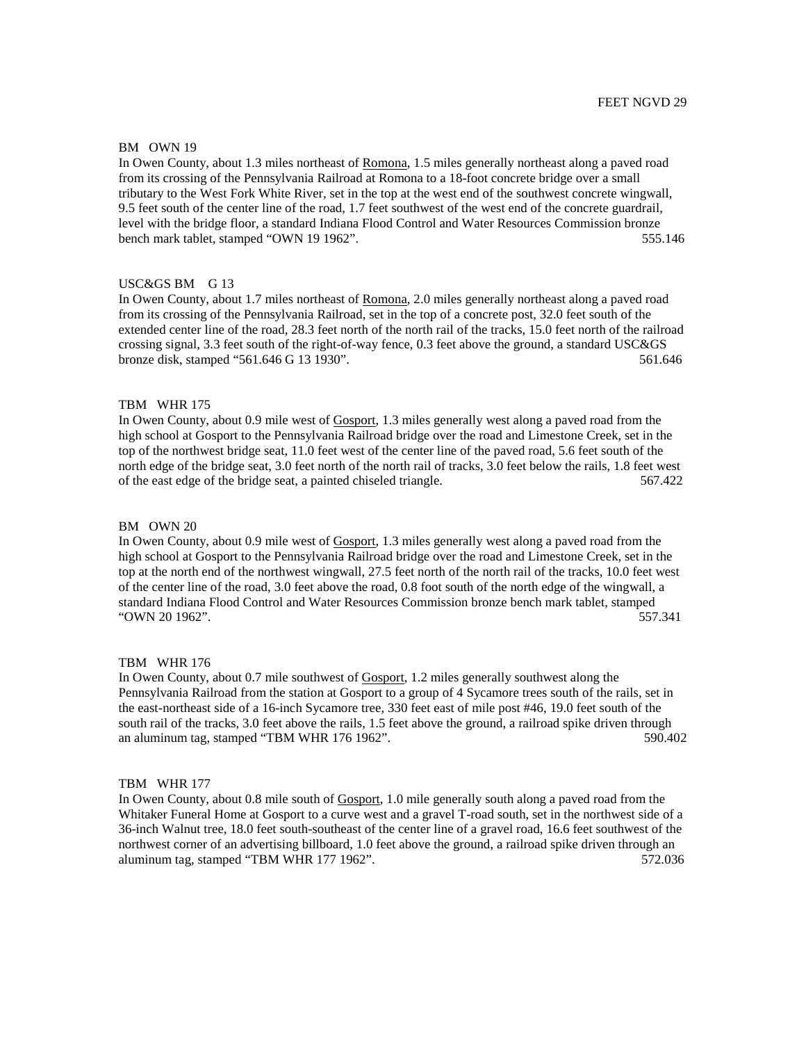FEET NGVD 29

BM OWN 19

In Owen County, about 1.3 miles northeast of Romona, 1.5 miles generally northeast along a paved road from its crossing of the Pennsylvania Railroad at Romona to a 18-foot concrete bridge over a small tributary to the West Fork White River, set in the top at the west end of the southwest concrete wingwall, 9.5 feet south of the center line of the road, 1.7 feet southwest of the west end of the concrete guardrail, level with the bridge floor, a standard Indiana Flood Control and Water Resources Commission bronze bench mark tablet, stamped "OWN 19 1962". 555.146

USC&GS BM G 13

In Owen County, about 1.7 miles northeast of Romona, 2.0 miles generally northeast along a paved road from its crossing of the Pennsylvania Railroad, set in the top of a concrete post, 32.0 feet south of the extended center line of the road, 28.3 feet north of the north rail of the tracks, 15.0 feet north of the railroad crossing signal, 3.3 feet south of the right-of-way fence, 0.3 feet above the ground, a standard USC&GS bronze disk, stamped "561.646 G 13 1930". 561.646

TBM WHR 175

In Owen County, about 0.9 mile west of Gosport, 1.3 miles generally west along a paved road from the high school at Gosport to the Pennsylvania Railroad bridge over the road and Limestone Creek, set in the top of the northwest bridge seat, 11.0 feet west of the center line of the paved road, 5.6 feet south of the north edge of the bridge seat, 3.0 feet north of the north rail of tracks, 3.0 feet below the rails, 1.8 feet west of the east edge of the bridge seat, a painted chiseled triangle. 567.422

BM OWN 20

In Owen County, about 0.9 mile west of Gosport, 1.3 miles generally west along a paved road from the high school at Gosport to the Pennsylvania Railroad bridge over the road and Limestone Creek, set in the top at the north end of the northwest wingwall, 27.5 feet north of the north rail of the tracks, 10.0 feet west of the center line of the road, 3.0 feet above the road, 0.8 foot south of the north edge of the wingwall, a standard Indiana Flood Control and Water Resources Commission bronze bench mark tablet, stamped "OWN 20 1962". 557.341

TBM WHR 176

In Owen County, about 0.7 mile southwest of Gosport, 1.2 miles generally southwest along the Pennsylvania Railroad from the station at Gosport to a group of 4 Sycamore trees south of the rails, set in the east-northeast side of a 16-inch Sycamore tree, 330 feet east of mile post #46, 19.0 feet south of the south rail of the tracks, 3.0 feet above the rails, 1.5 feet above the ground, a railroad spike driven through an aluminum tag, stamped "TBM WHR 176 1962". 590.402

TBM WHR 177

In Owen County, about 0.8 mile south of Gosport, 1.0 mile generally south along a paved road from the Whitaker Funeral Home at Gosport to a curve west and a gravel T-road south, set in the northwest side of a 36-inch Walnut tree, 18.0 feet south-southeast of the center line of a gravel road, 16.6 feet southwest of the northwest corner of an advertising billboard, 1.0 feet above the ground, a railroad spike driven through an aluminum tag, stamped "TBM WHR 177 1962". 572.036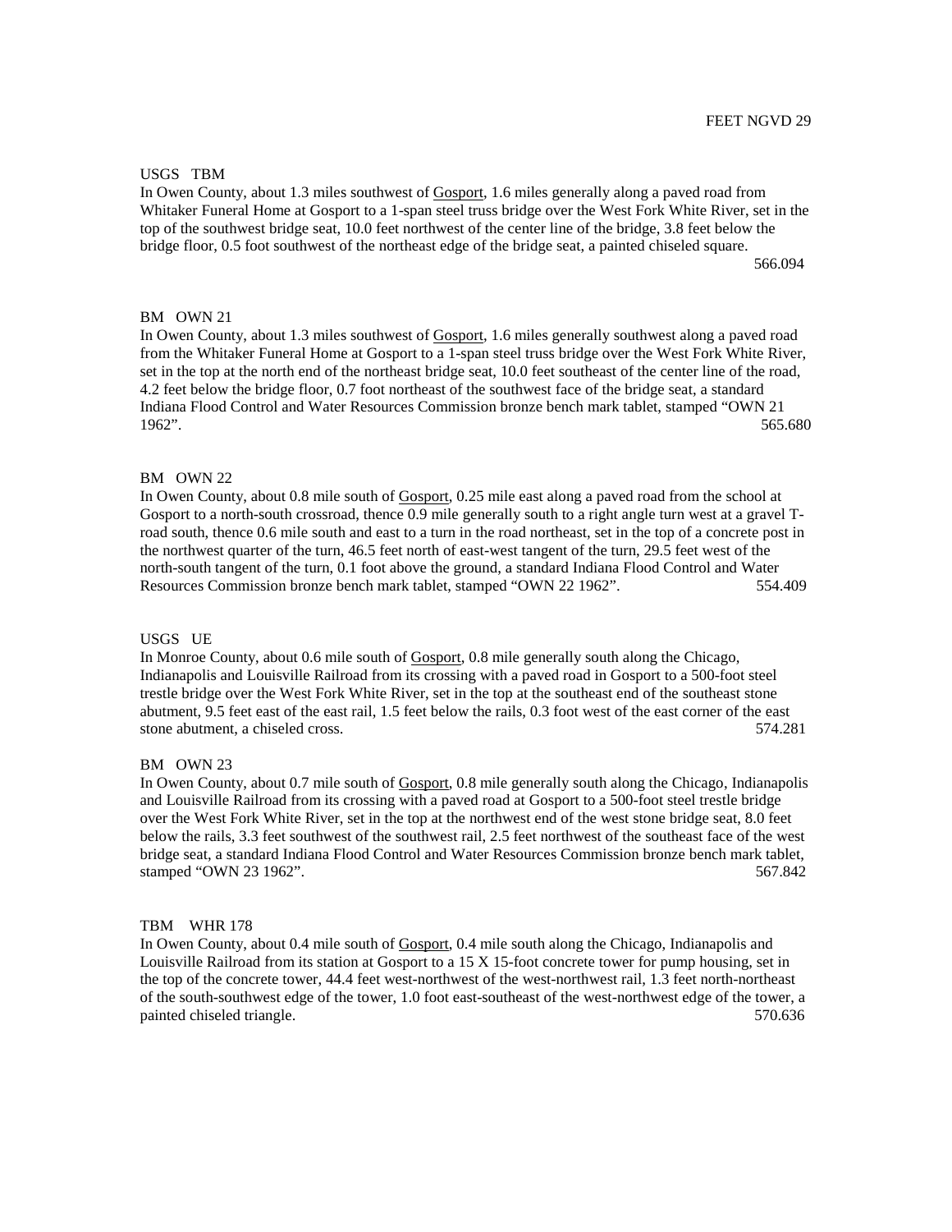FEET NGVD 29

USGS TBM
In Owen County, about 1.3 miles southwest of Gosport, 1.6 miles generally along a paved road from Whitaker Funeral Home at Gosport to a 1-span steel truss bridge over the West Fork White River, set in the top of the southwest bridge seat, 10.0 feet northwest of the center line of the bridge, 3.8 feet below the bridge floor, 0.5 foot southwest of the northeast edge of the bridge seat, a painted chiseled square.
566.094

BM OWN 21
In Owen County, about 1.3 miles southwest of Gosport, 1.6 miles generally southwest along a paved road from the Whitaker Funeral Home at Gosport to a 1-span steel truss bridge over the West Fork White River, set in the top at the north end of the northeast bridge seat, 10.0 feet southeast of the center line of the road, 4.2 feet below the bridge floor, 0.7 foot northeast of the southwest face of the bridge seat, a standard Indiana Flood Control and Water Resources Commission bronze bench mark tablet, stamped "OWN 21 1962". 565.680

BM OWN 22
In Owen County, about 0.8 mile south of Gosport, 0.25 mile east along a paved road from the school at Gosport to a north-south crossroad, thence 0.9 mile generally south to a right angle turn west at a gravel T-road south, thence 0.6 mile south and east to a turn in the road northeast, set in the top of a concrete post in the northwest quarter of the turn, 46.5 feet north of east-west tangent of the turn, 29.5 feet west of the north-south tangent of the turn, 0.1 foot above the ground, a standard Indiana Flood Control and Water Resources Commission bronze bench mark tablet, stamped "OWN 22 1962". 554.409

USGS UE
In Monroe County, about 0.6 mile south of Gosport, 0.8 mile generally south along the Chicago, Indianapolis and Louisville Railroad from its crossing with a paved road in Gosport to a 500-foot steel trestle bridge over the West Fork White River, set in the top at the southeast end of the southeast stone abutment, 9.5 feet east of the east rail, 1.5 feet below the rails, 0.3 foot west of the east corner of the east stone abutment, a chiseled cross. 574.281

BM OWN 23
In Owen County, about 0.7 mile south of Gosport, 0.8 mile generally south along the Chicago, Indianapolis and Louisville Railroad from its crossing with a paved road at Gosport to a 500-foot steel trestle bridge over the West Fork White River, set in the top at the northwest end of the west stone bridge seat, 8.0 feet below the rails, 3.3 feet southwest of the southwest rail, 2.5 feet northwest of the southeast face of the west bridge seat, a standard Indiana Flood Control and Water Resources Commission bronze bench mark tablet, stamped "OWN 23 1962". 567.842

TBM WHR 178
In Owen County, about 0.4 mile south of Gosport, 0.4 mile south along the Chicago, Indianapolis and Louisville Railroad from its station at Gosport to a 15 X 15-foot concrete tower for pump housing, set in the top of the concrete tower, 44.4 feet west-northwest of the west-northwest rail, 1.3 feet north-northeast of the south-southwest edge of the tower, 1.0 foot east-southeast of the west-northwest edge of the tower, a painted chiseled triangle. 570.636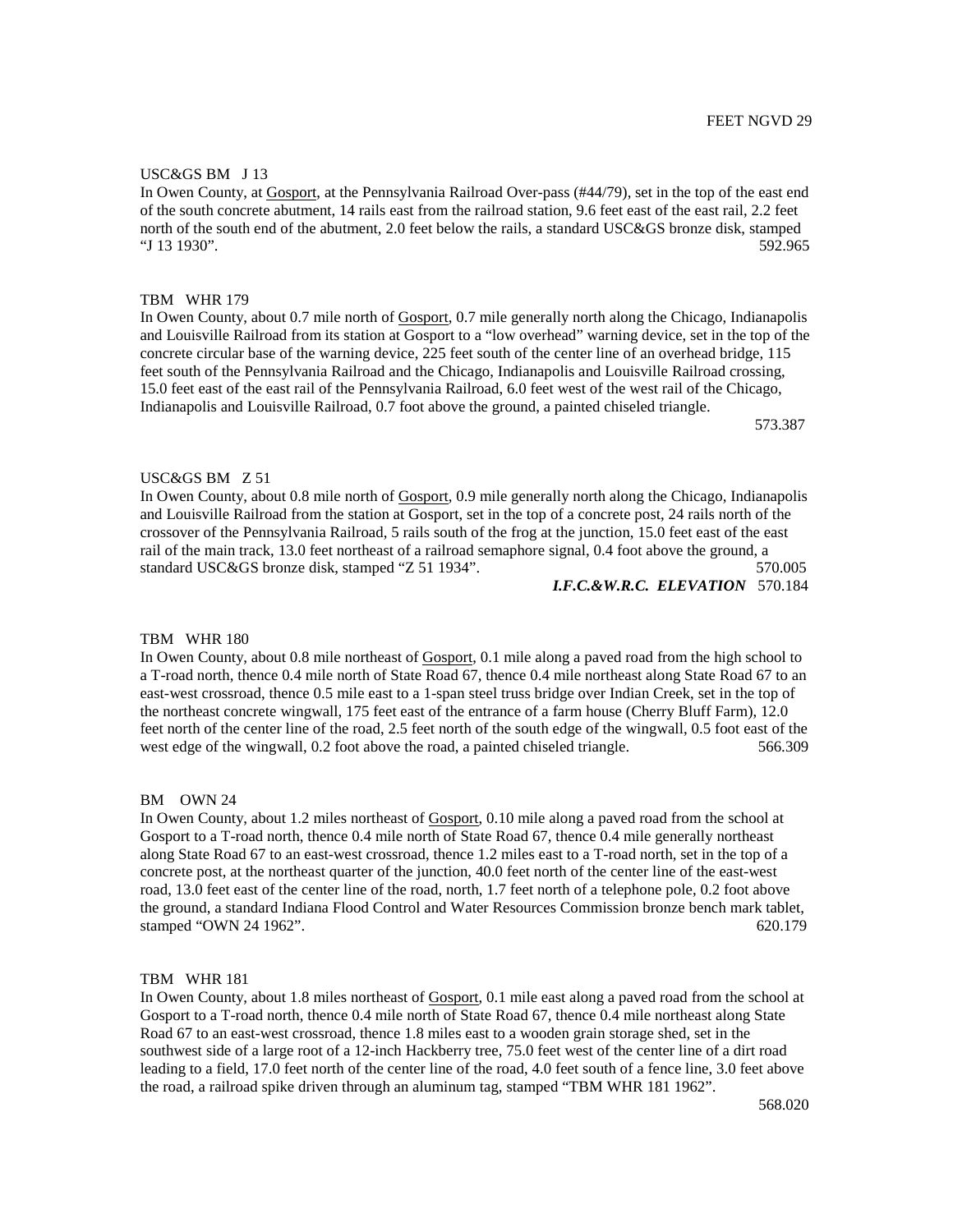FEET NGVD 29

USC&GS BM J 13
In Owen County, at Gosport, at the Pennsylvania Railroad Over-pass (#44/79), set in the top of the east end of the south concrete abutment, 14 rails east from the railroad station, 9.6 feet east of the east rail, 2.2 feet north of the south end of the abutment, 2.0 feet below the rails, a standard USC&GS bronze disk, stamped "J 13 1930". 592.965

TBM WHR 179
In Owen County, about 0.7 mile north of Gosport, 0.7 mile generally north along the Chicago, Indianapolis and Louisville Railroad from its station at Gosport to a "low overhead" warning device, set in the top of the concrete circular base of the warning device, 225 feet south of the center line of an overhead bridge, 115 feet south of the Pennsylvania Railroad and the Chicago, Indianapolis and Louisville Railroad crossing, 15.0 feet east of the east rail of the Pennsylvania Railroad, 6.0 feet west of the west rail of the Chicago, Indianapolis and Louisville Railroad, 0.7 foot above the ground, a painted chiseled triangle.
573.387

USC&GS BM Z 51
In Owen County, about 0.8 mile north of Gosport, 0.9 mile generally north along the Chicago, Indianapolis and Louisville Railroad from the station at Gosport, set in the top of a concrete post, 24 rails north of the crossover of the Pennsylvania Railroad, 5 rails south of the frog at the junction, 15.0 feet east of the east rail of the main track, 13.0 feet northeast of a railroad semaphore signal, 0.4 foot above the ground, a standard USC&GS bronze disk, stamped "Z 51 1934". 570.005
***I.F.C.&W.R.C. ELEVATION*** 570.184

TBM WHR 180
In Owen County, about 0.8 mile northeast of Gosport, 0.1 mile along a paved road from the high school to a T-road north, thence 0.4 mile north of State Road 67, thence 0.4 mile northeast along State Road 67 to an east-west crossroad, thence 0.5 mile east to a 1-span steel truss bridge over Indian Creek, set in the top of the northeast concrete wingwall, 175 feet east of the entrance of a farm house (Cherry Bluff Farm), 12.0 feet north of the center line of the road, 2.5 feet north of the south edge of the wingwall, 0.5 foot east of the west edge of the wingwall, 0.2 foot above the road, a painted chiseled triangle. 566.309

BM OWN 24
In Owen County, about 1.2 miles northeast of Gosport, 0.10 mile along a paved road from the school at Gosport to a T-road north, thence 0.4 mile north of State Road 67, thence 0.4 mile generally northeast along State Road 67 to an east-west crossroad, thence 1.2 miles east to a T-road north, set in the top of a concrete post, at the northeast quarter of the junction, 40.0 feet north of the center line of the east-west road, 13.0 feet east of the center line of the road, north, 1.7 feet north of a telephone pole, 0.2 foot above the ground, a standard Indiana Flood Control and Water Resources Commission bronze bench mark tablet, stamped "OWN 24 1962". 620.179

TBM WHR 181
In Owen County, about 1.8 miles northeast of Gosport, 0.1 mile east along a paved road from the school at Gosport to a T-road north, thence 0.4 mile north of State Road 67, thence 0.4 mile northeast along State Road 67 to an east-west crossroad, thence 1.8 miles east to a wooden grain storage shed, set in the southwest side of a large root of a 12-inch Hackberry tree, 75.0 feet west of the center line of a dirt road leading to a field, 17.0 feet north of the center line of the road, 4.0 feet south of a fence line, 3.0 feet above the road, a railroad spike driven through an aluminum tag, stamped "TBM WHR 181 1962".
568.020